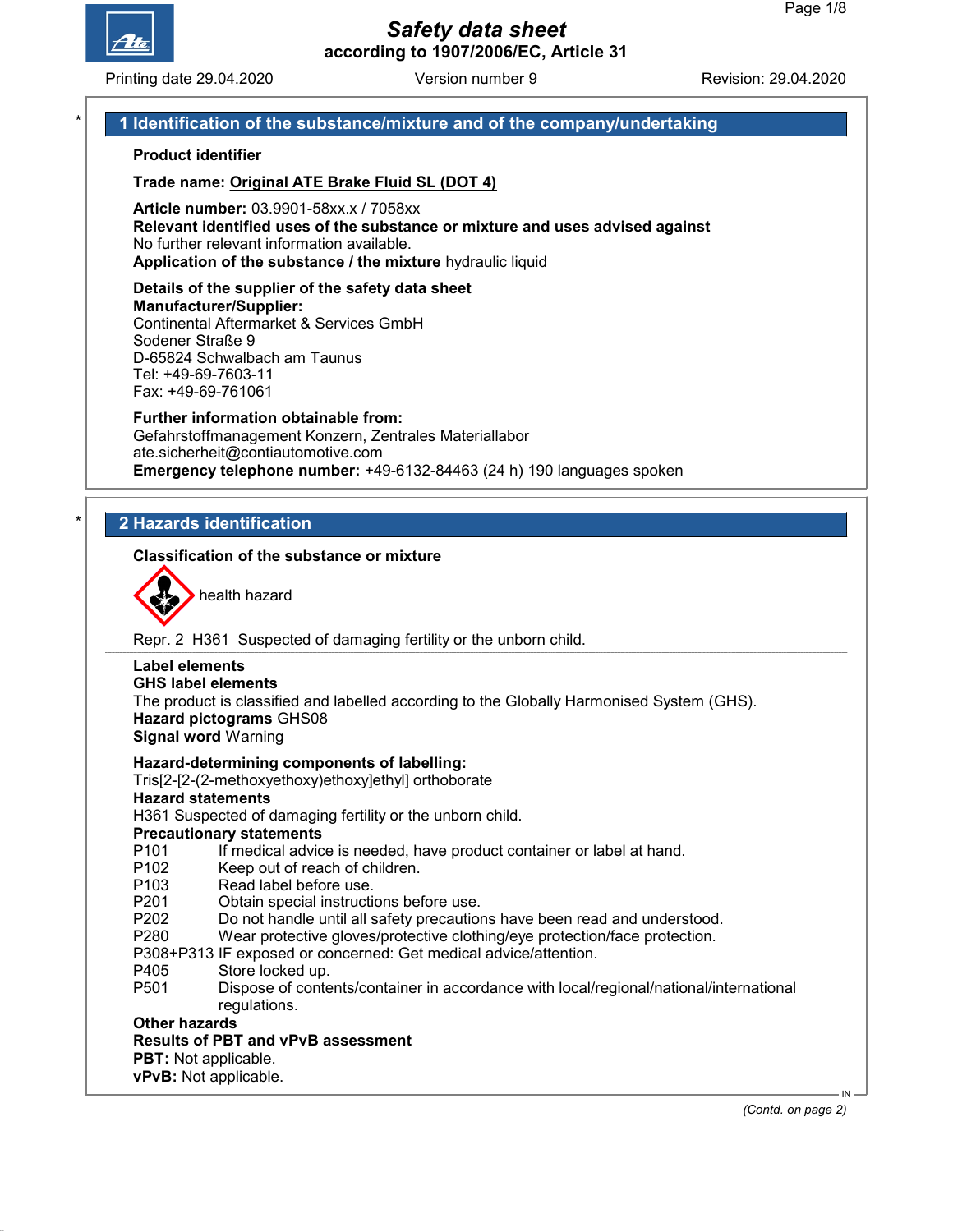# Safety data sheet
according to 1907/2006/EC, Article 31

Printing date 29.04.2020 Version number 9 Revision: 29.04.2020

## 1 Identification of the substance/mixture and of the company/undertaking

**Product identifier**

**Trade name:** Original ATE Brake Fluid SL (DOT 4)

**Article number:** 03.9901-58xx.x / 7058xx
**Relevant identified uses of the substance or mixture and uses advised against**
No further relevant information available.
**Application of the substance / the mixture** hydraulic liquid

**Details of the supplier of the safety data sheet**
**Manufacturer/Supplier:**
Continental Aftermarket & Services GmbH
Sodener Straße 9
D-65824 Schwalbach am Taunus
Tel: +49-69-7603-11
Fax: +49-69-761061

**Further information obtainable from:**
Gefahrstoffmanagement Konzern, Zentrales Materiallabor
ate.sicherheit@contiautomotive.com
**Emergency telephone number:** +49-6132-84463 (24 h) 190 languages spoken

## 2 Hazards identification

**Classification of the substance or mixture**

health hazard

Repr. 2 H361 Suspected of damaging fertility or the unborn child.

**Label elements**
**GHS label elements**
The product is classified and labelled according to the Globally Harmonised System (GHS).
**Hazard pictograms** GHS08
**Signal word** Warning

**Hazard-determining components of labelling:**
Tris[2-[2-(2-methoxyethoxy)ethoxy]ethyl] orthoborate
**Hazard statements**
H361 Suspected of damaging fertility or the unborn child.
**Precautionary statements**
P101 If medical advice is needed, have product container or label at hand.
P102 Keep out of reach of children.
P103 Read label before use.
P201 Obtain special instructions before use.
P202 Do not handle until all safety precautions have been read and understood.
P280 Wear protective gloves/protective clothing/eye protection/face protection.
P308+P313 IF exposed or concerned: Get medical advice/attention.
P405 Store locked up.
P501 Dispose of contents/container in accordance with local/regional/national/international regulations.
**Other hazards**
**Results of PBT and vPvB assessment**
**PBT:** Not applicable.
**vPvB:** Not applicable.

*(Contd. on page 2)*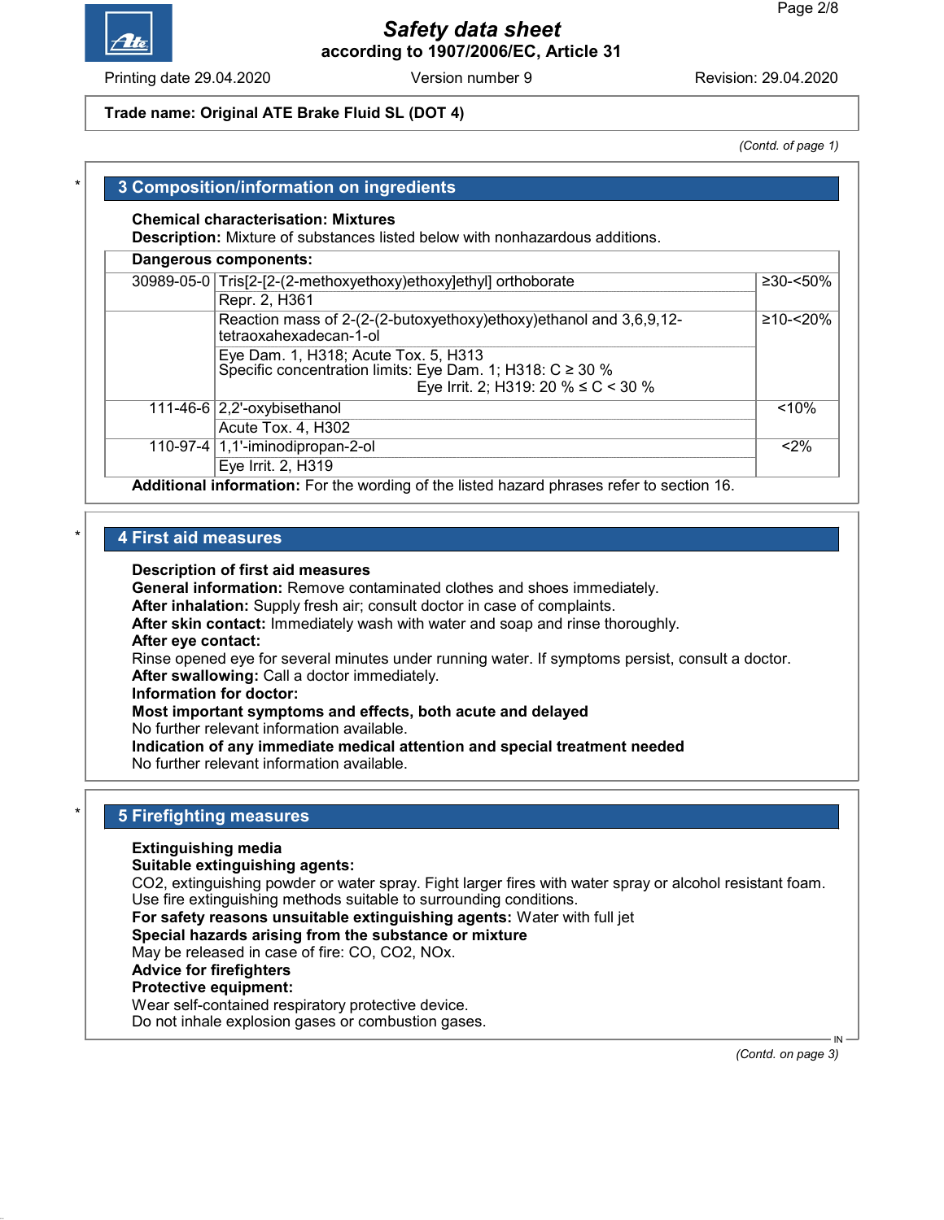**Trade name: Original ATE Brake Fluid SL (DOT 4)**

*(Contd. of page 1)*

## 3 Composition/information on ingredients

**Chemical characterisation: Mixtures**
**Description:** Mixture of substances listed below with nonhazardous additions.

**Dangerous components:**

| CAS | Component | Concentration |
|---|---|---|
| 30989-05-0 | Tris[2-[2-(2-methoxyethoxy)ethoxy]ethyl] orthoborate | ≥30-<50% |
| | Repr. 2, H361 | |
| | Reaction mass of 2-(2-(2-butoxyethoxy)ethoxy)ethanol and 3,6,9,12-tetraoxahexadecan-1-ol | ≥10-<20% |
| | Eye Dam. 1, H318; Acute Tox. 5, H313<br>Specific concentration limits: Eye Dam. 1; H318: C ≥ 30 %<br>Eye Irrit. 2; H319: 20 % ≤ C < 30 % | |
| 111-46-6 | 2,2'-oxybisethanol | <10% |
| | Acute Tox. 4, H302 | |
| 110-97-4 | 1,1'-iminodipropan-2-ol | <2% |
| | Eye Irrit. 2, H319 | |

**Additional information:** For the wording of the listed hazard phrases refer to section 16.

## 4 First aid measures

**Description of first aid measures**
**General information:** Remove contaminated clothes and shoes immediately.
**After inhalation:** Supply fresh air; consult doctor in case of complaints.
**After skin contact:** Immediately wash with water and soap and rinse thoroughly.
**After eye contact:**
Rinse opened eye for several minutes under running water. If symptoms persist, consult a doctor.
**After swallowing:** Call a doctor immediately.
**Information for doctor:**
**Most important symptoms and effects, both acute and delayed**
No further relevant information available.
**Indication of any immediate medical attention and special treatment needed**
No further relevant information available.

## 5 Firefighting measures

**Extinguishing media**
**Suitable extinguishing agents:**
$CO_2$, extinguishing powder or water spray. Fight larger fires with water spray or alcohol resistant foam.
Use fire extinguishing methods suitable to surrounding conditions.
**For safety reasons unsuitable extinguishing agents:** Water with full jet
**Special hazards arising from the substance or mixture**
May be released in case of fire: CO, $CO_2$, $NO_x$.
**Advice for firefighters**
**Protective equipment:**
Wear self-contained respiratory protective device.
Do not inhale explosion gases or combustion gases.

*(Contd. on page 3)*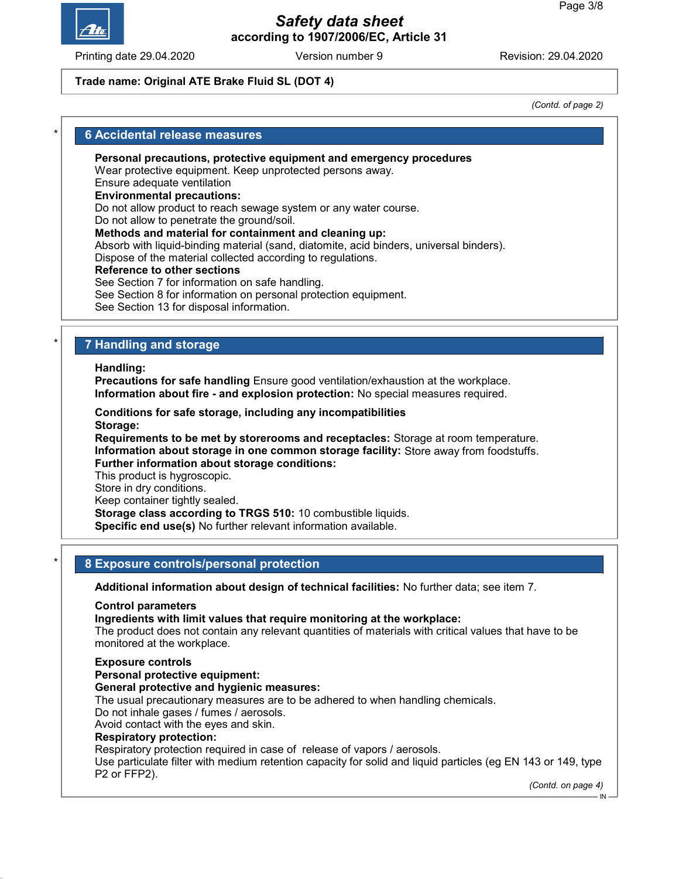Trade name: Original ATE Brake Fluid SL (DOT 4)

*(Contd. of page 2)*

## 6 Accidental release measures

**Personal precautions, protective equipment and emergency procedures**
Wear protective equipment. Keep unprotected persons away.
Ensure adequate ventilation
**Environmental precautions:**
Do not allow product to reach sewage system or any water course.
Do not allow to penetrate the ground/soil.
**Methods and material for containment and cleaning up:**
Absorb with liquid-binding material (sand, diatomite, acid binders, universal binders).
Dispose of the material collected according to regulations.
**Reference to other sections**
See Section 7 for information on safe handling.
See Section 8 for information on personal protection equipment.
See Section 13 for disposal information.

## 7 Handling and storage

**Handling:**
**Precautions for safe handling** Ensure good ventilation/exhaustion at the workplace.
**Information about fire - and explosion protection:** No special measures required.

**Conditions for safe storage, including any incompatibilities**
**Storage:**
**Requirements to be met by storerooms and receptacles:** Storage at room temperature.
**Information about storage in one common storage facility:** Store away from foodstuffs.
**Further information about storage conditions:**
This product is hygroscopic.
Store in dry conditions.
Keep container tightly sealed.
**Storage class according to TRGS 510:** 10 combustible liquids.
**Specific end use(s)** No further relevant information available.

## 8 Exposure controls/personal protection

**Additional information about design of technical facilities:** No further data; see item 7.

**Control parameters**
**Ingredients with limit values that require monitoring at the workplace:**
The product does not contain any relevant quantities of materials with critical values that have to be monitored at the workplace.

**Exposure controls**
**Personal protective equipment:**
**General protective and hygienic measures:**
The usual precautionary measures are to be adhered to when handling chemicals.
Do not inhale gases / fumes / aerosols.
Avoid contact with the eyes and skin.
**Respiratory protection:**
Respiratory protection required in case of release of vapors / aerosols.
Use particulate filter with medium retention capacity for solid and liquid particles (eg EN 143 or 149, type P2 or FFP2).

*(Contd. on page 4)*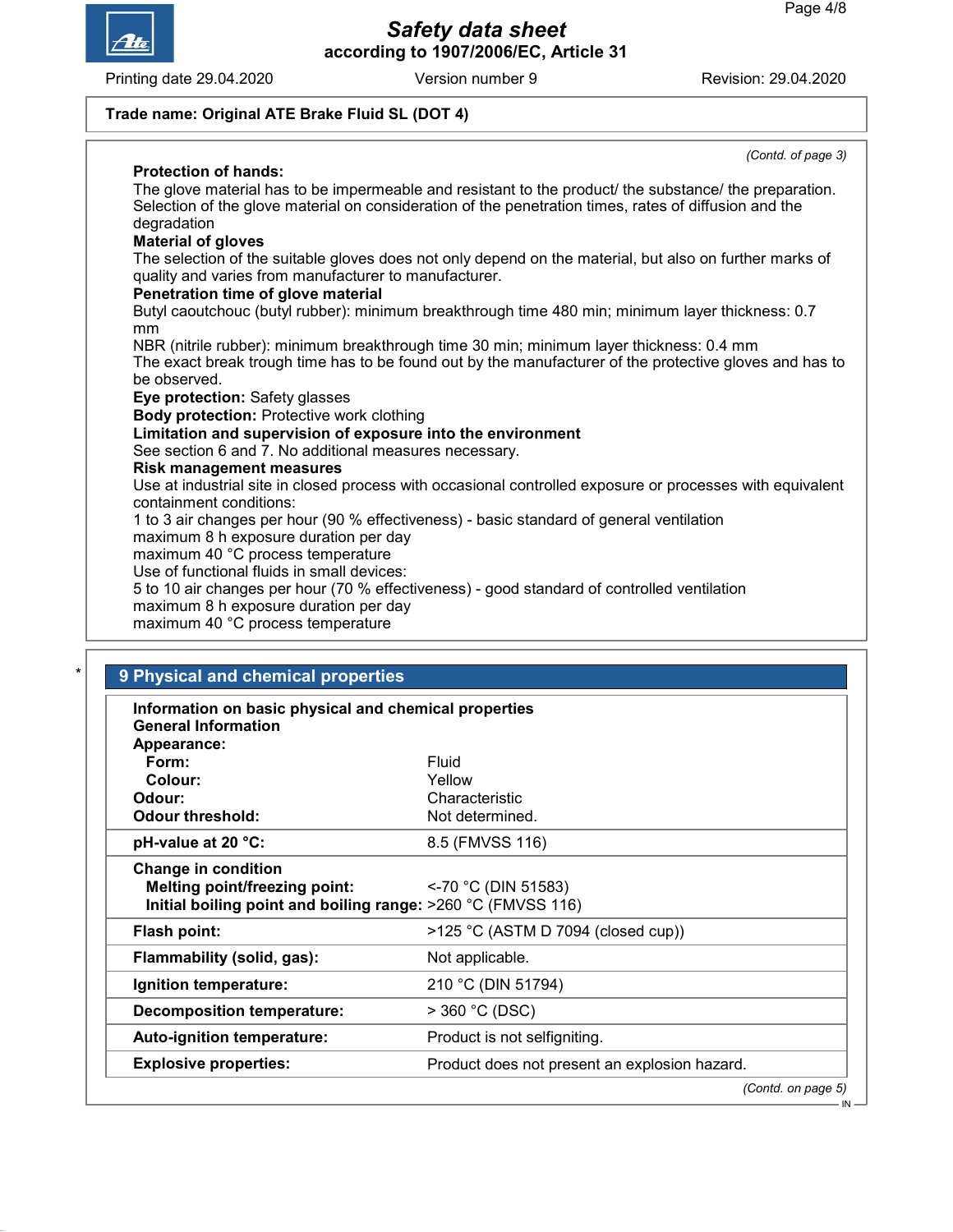**Trade name: Original ATE Brake Fluid SL (DOT 4)**

*(Contd. of page 3)*

**Protection of hands:**

The glove material has to be impermeable and resistant to the product/ the substance/ the preparation.
Selection of the glove material on consideration of the penetration times, rates of diffusion and the degradation

**Material of gloves**

The selection of the suitable gloves does not only depend on the material, but also on further marks of quality and varies from manufacturer to manufacturer.

**Penetration time of glove material**

Butyl caoutchouc (butyl rubber): minimum breakthrough time 480 min; minimum layer thickness: 0.7 mm
NBR (nitrile rubber): minimum breakthrough time 30 min; minimum layer thickness: 0.4 mm
The exact break trough time has to be found out by the manufacturer of the protective gloves and has to be observed.

**Eye protection:** Safety glasses

**Body protection:** Protective work clothing

**Limitation and supervision of exposure into the environment**

See section 6 and 7. No additional measures necessary.

**Risk management measures**

Use at industrial site in closed process with occasional controlled exposure or processes with equivalent containment conditions:
1 to 3 air changes per hour (90 % effectiveness) - basic standard of general ventilation
maximum 8 h exposure duration per day
maximum 40 °C process temperature
Use of functional fluids in small devices:
5 to 10 air changes per hour (70 % effectiveness) - good standard of controlled ventilation
maximum 8 h exposure duration per day
maximum 40 °C process temperature

## 9 Physical and chemical properties

**Information on basic physical and chemical properties**

**General Information**

| | |
|---|---|
| **Appearance:** | |
| **Form:** | Fluid |
| **Colour:** | Yellow |
| **Odour:** | Characteristic |
| **Odour threshold:** | Not determined. |
| **pH-value at 20 °C:** | 8.5 (FMVSS 116) |
| **Change in condition** | |
| **Melting point/freezing point:** | <-70 °C (DIN 51583) |
| **Initial boiling point and boiling range:** | >260 °C (FMVSS 116) |
| **Flash point:** | >125 °C (ASTM D 7094 (closed cup)) |
| **Flammability (solid, gas):** | Not applicable. |
| **Ignition temperature:** | 210 °C (DIN 51794) |
| **Decomposition temperature:** | > 360 °C (DSC) |
| **Auto-ignition temperature:** | Product is not selfigniting. |
| **Explosive properties:** | Product does not present an explosion hazard. |

*(Contd. on page 5)*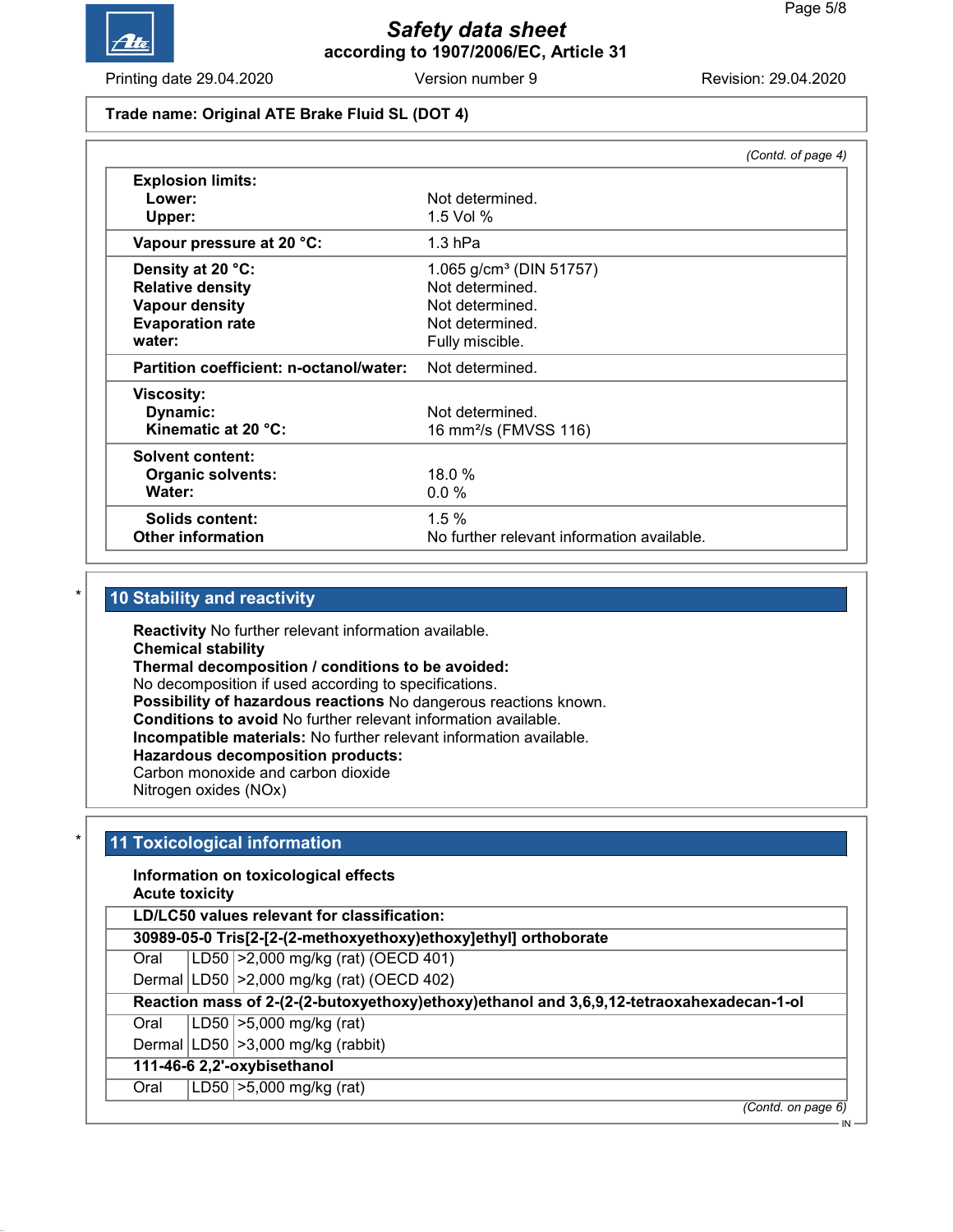*(Contd. of page 4)*

| | |
|---|---|
| **Explosion limits:** | |
| **Lower:** | Not determined. |
| **Upper:** | 1.5 Vol % |
| **Vapour pressure at 20 °C:** | 1.3 hPa |
| **Density at 20 °C:** | 1.065 g/cm³ (DIN 51757) |
| **Relative density** | Not determined. |
| **Vapour density** | Not determined. |
| **Evaporation rate** | Not determined. |
| **water:** | Fully miscible. |
| **Partition coefficient: n-octanol/water:** | Not determined. |
| **Viscosity:** | |
| **Dynamic:** | Not determined. |
| **Kinematic at 20 °C:** | 16 mm²/s (FMVSS 116) |
| **Solvent content:** | |
| **Organic solvents:** | 18.0 % |
| **Water:** | 0.0 % |
| **Solids content:** | 1.5 % |
| **Other information** | No further relevant information available. |

## * 10 Stability and reactivity

**Reactivity** No further relevant information available.
**Chemical stability**
**Thermal decomposition / conditions to be avoided:**
No decomposition if used according to specifications.
**Possibility of hazardous reactions** No dangerous reactions known.
**Conditions to avoid** No further relevant information available.
**Incompatible materials:** No further relevant information available.
**Hazardous decomposition products:**
Carbon monoxide and carbon dioxide
Nitrogen oxides (NOx)

## * 11 Toxicological information

**Information on toxicological effects**
**Acute toxicity**

| **LD/LC50 values relevant for classification:** | | |
|---|---|---|
| **30989-05-0 Tris[2-[2-(2-methoxyethoxy)ethoxy]ethyl] orthoborate** | | |
| Oral | LD50 | >2,000 mg/kg (rat) (OECD 401) |
| Dermal | LD50 | >2,000 mg/kg (rat) (OECD 402) |
| **Reaction mass of 2-(2-(2-butoxyethoxy)ethoxy)ethanol and 3,6,9,12-tetraoxahexadecan-1-ol** | | |
| Oral | LD50 | >5,000 mg/kg (rat) |
| Dermal | LD50 | >3,000 mg/kg (rabbit) |
| **111-46-6 2,2'-oxybisethanol** | | |
| Oral | LD50 | >5,000 mg/kg (rat) |

*(Contd. on page 6)*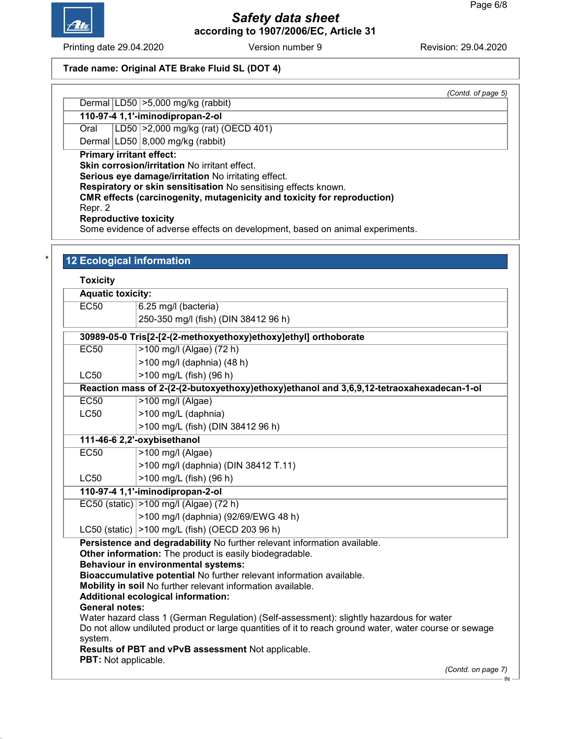**Trade name: Original ATE Brake Fluid SL (DOT 4)**

*(Contd. of page 5)*

| | | |
|---|---|---|
| Dermal | LD50 | >5,000 mg/kg (rabbit) |
| **110-97-4 1,1'-iminodipropan-2-ol** | | |
| Oral | LD50 | >2,000 mg/kg (rat) (OECD 401) |
| Dermal | LD50 | 8,000 mg/kg (rabbit) |

**Primary irritant effect:**
**Skin corrosion/irritation** No irritant effect.
**Serious eye damage/irritation** No irritating effect.
**Respiratory or skin sensitisation** No sensitising effects known.
**CMR effects (carcinogenity, mutagenicity and toxicity for reproduction)**
Repr. 2
**Reproductive toxicity**
Some evidence of adverse effects on development, based on animal experiments.

## 12 Ecological information

**Toxicity**

| **Aquatic toxicity:** | |
|---|---|
| EC50 | 6.25 mg/l (bacteria) |
| | 250-350 mg/l (fish) (DIN 38412 96 h) |

| **30989-05-0 Tris[2-[2-(2-methoxyethoxy)ethoxy]ethyl] orthoborate** | |
|---|---|
| EC50 | >100 mg/l (Algae) (72 h) |
| | >100 mg/l (daphnia) (48 h) |
| LC50 | >100 mg/L (fish) (96 h) |
| **Reaction mass of 2-(2-(2-butoxyethoxy)ethoxy)ethanol and 3,6,9,12-tetraoxahexadecan-1-ol** | |
| EC50 | >100 mg/l (Algae) |
| LC50 | >100 mg/L (daphnia) |
| | >100 mg/L (fish) (DIN 38412 96 h) |
| **111-46-6 2,2'-oxybisethanol** | |
| EC50 | >100 mg/l (Algae) |
| | >100 mg/l (daphnia) (DIN 38412 T.11) |
| LC50 | >100 mg/L (fish) (96 h) |
| **110-97-4 1,1'-iminodipropan-2-ol** | |
| EC50 (static) | >100 mg/l (Algae) (72 h) |
| | >100 mg/l (daphnia) (92/69/EWG 48 h) |
| LC50 (static) | >100 mg/L (fish) (OECD 203 96 h) |

**Persistence and degradability** No further relevant information available.
**Other information:** The product is easily biodegradable.
**Behaviour in environmental systems:**
**Bioaccumulative potential** No further relevant information available.
**Mobility in soil** No further relevant information available.
**Additional ecological information:**
**General notes:**
Water hazard class 1 (German Regulation) (Self-assessment): slightly hazardous for water
Do not allow undiluted product or large quantities of it to reach ground water, water course or sewage system.
**Results of PBT and vPvB assessment** Not applicable.
**PBT:** Not applicable.

*(Contd. on page 7)*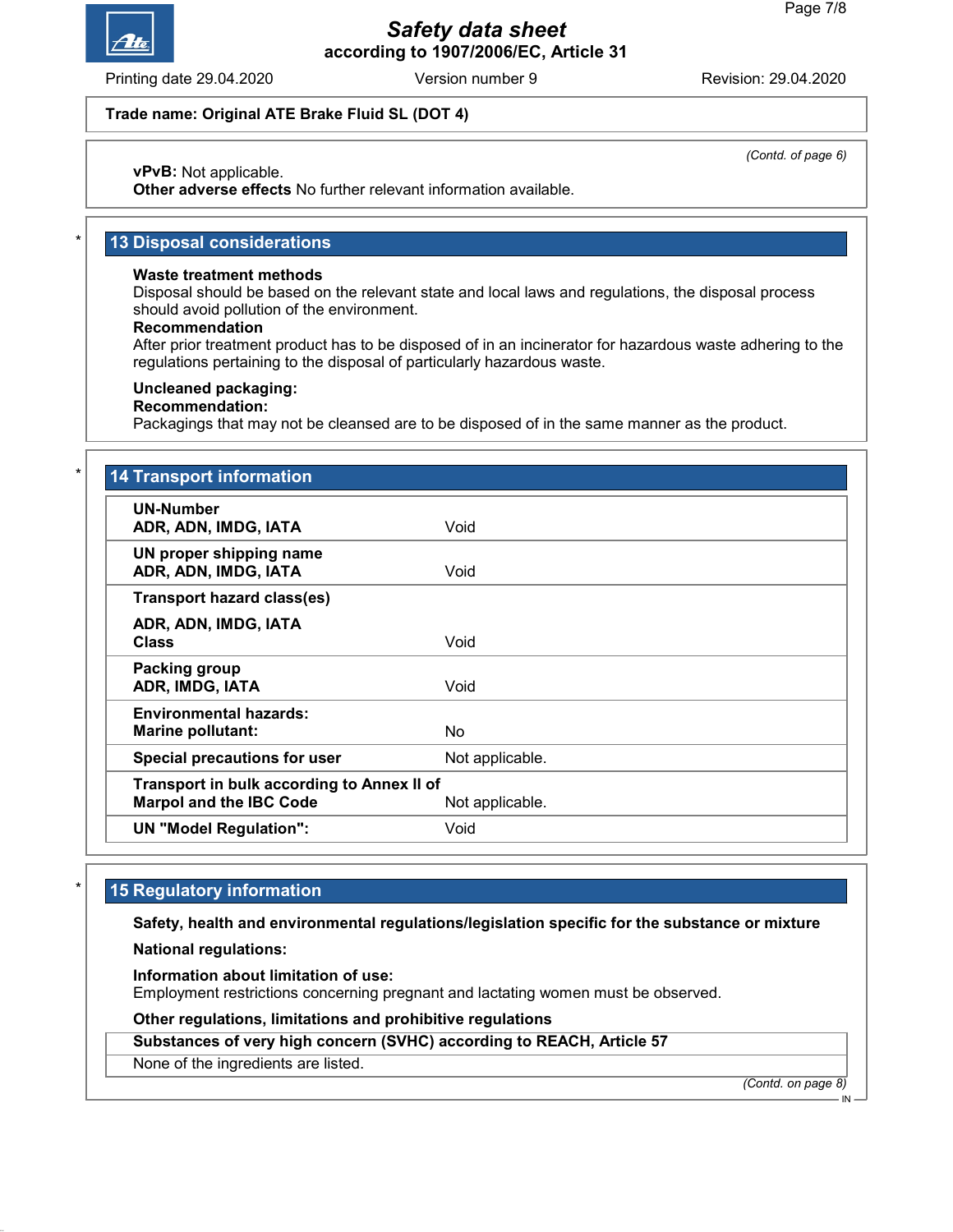Trade name: Original ATE Brake Fluid SL (DOT 4)

*(Contd. of page 6)*

**vPvB:** Not applicable.
**Other adverse effects** No further relevant information available.

\* 

## 13 Disposal considerations

**Waste treatment methods**
Disposal should be based on the relevant state and local laws and regulations, the disposal process should avoid pollution of the environment.
**Recommendation**
After prior treatment product has to be disposed of in an incinerator for hazardous waste adhering to the regulations pertaining to the disposal of particularly hazardous waste.

**Uncleaned packaging:**
**Recommendation:**
Packagings that may not be cleansed are to be disposed of in the same manner as the product.

\*

## 14 Transport information

| | |
|---|---|
| **UN-Number**<br>**ADR, ADN, IMDG, IATA** | Void |
| **UN proper shipping name**<br>**ADR, ADN, IMDG, IATA** | Void |
| **Transport hazard class(es)**<br>**ADR, ADN, IMDG, IATA**<br>**Class** | Void |
| **Packing group**<br>**ADR, IMDG, IATA** | Void |
| **Environmental hazards:**<br>**Marine pollutant:** | No |
| **Special precautions for user** | Not applicable. |
| **Transport in bulk according to Annex II of Marpol and the IBC Code** | Not applicable. |
| **UN "Model Regulation":** | Void |

\*

## 15 Regulatory information

**Safety, health and environmental regulations/legislation specific for the substance or mixture**

**National regulations:**

**Information about limitation of use:**
Employment restrictions concerning pregnant and lactating women must be observed.

**Other regulations, limitations and prohibitive regulations**

**Substances of very high concern (SVHC) according to REACH, Article 57**
None of the ingredients are listed.

*(Contd. on page 8)*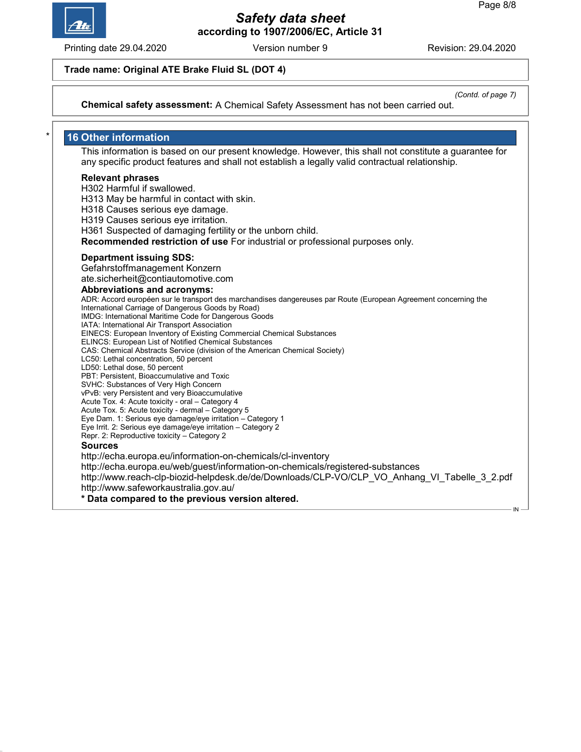Trade name: Original ATE Brake Fluid SL (DOT 4)

*(Contd. of page 7)*

**Chemical safety assessment:** A Chemical Safety Assessment has not been carried out.

## * 16 Other information

This information is based on our present knowledge. However, this shall not constitute a guarantee for any specific product features and shall not establish a legally valid contractual relationship.

**Relevant phrases**
H302 Harmful if swallowed.
H313 May be harmful in contact with skin.
H318 Causes serious eye damage.
H319 Causes serious eye irritation.
H361 Suspected of damaging fertility or the unborn child.
**Recommended restriction of use** For industrial or professional purposes only.

**Department issuing SDS:**
Gefahrstoffmanagement Konzern
ate.sicherheit@contiautomotive.com

**Abbreviations and acronyms:**
ADR: Accord européen sur le transport des marchandises dangereuses par Route (European Agreement concerning the International Carriage of Dangerous Goods by Road)
IMDG: International Maritime Code for Dangerous Goods
IATA: International Air Transport Association
EINECS: European Inventory of Existing Commercial Chemical Substances
ELINCS: European List of Notified Chemical Substances
CAS: Chemical Abstracts Service (division of the American Chemical Society)
LC50: Lethal concentration, 50 percent
LD50: Lethal dose, 50 percent
PBT: Persistent, Bioaccumulative and Toxic
SVHC: Substances of Very High Concern
vPvB: very Persistent and very Bioaccumulative
Acute Tox. 4: Acute toxicity - oral – Category 4
Acute Tox. 5: Acute toxicity - dermal – Category 5
Eye Dam. 1: Serious eye damage/eye irritation – Category 1
Eye Irrit. 2: Serious eye damage/eye irritation – Category 2
Repr. 2: Reproductive toxicity – Category 2

**Sources**
http://echa.europa.eu/information-on-chemicals/cl-inventory
http://echa.europa.eu/web/guest/information-on-chemicals/registered-substances
http://www.reach-clp-biozid-helpdesk.de/de/Downloads/CLP-VO/CLP_VO_Anhang_VI_Tabelle_3_2.pdf
http://www.safeworkaustralia.gov.au/

**\* Data compared to the previous version altered.**